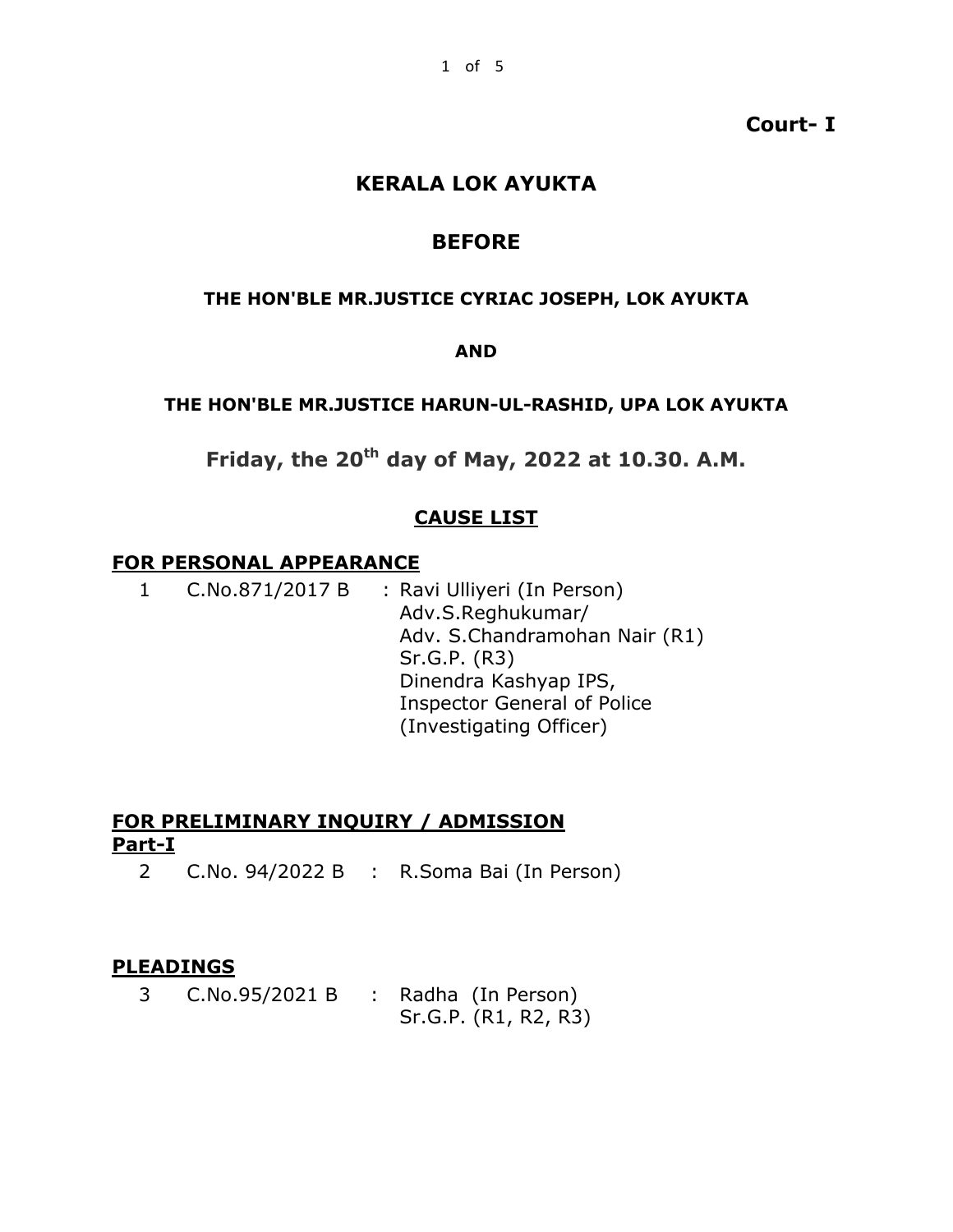**Court- I**

# KERALA LOK AYUKTA

## BEFORE

**THE HON'BLE MR.JUSTICE CYRIAC JOSEPH, LOK AYUKTA**

**AND**

**THE HON'BLE MR.JUSTICE HARUN-UL-RASHID, UPA LOK AYUKTA**

**Friday, the 20th day of May, 2022 at 10.30. A.M.**

## CAUSE LIST

### FOR PERSONAL APPEARANCE

1 C.No.871/2017 B : Ravi Ulliyeri (In Person)
Adv.S.Reghukumar/
Adv. S.Chandramohan Nair (R1)
Sr.G.P. (R3)
Dinendra Kashyap IPS,
Inspector General of Police
(Investigating Officer)

### FOR PRELIMINARY INQUIRY / ADMISSION

**Part-I**

2 C.No. 94/2022 B : R.Soma Bai (In Person)

### PLEADINGS

3 C.No.95/2021 B : Radha (In Person)
Sr.G.P. (R1, R2, R3)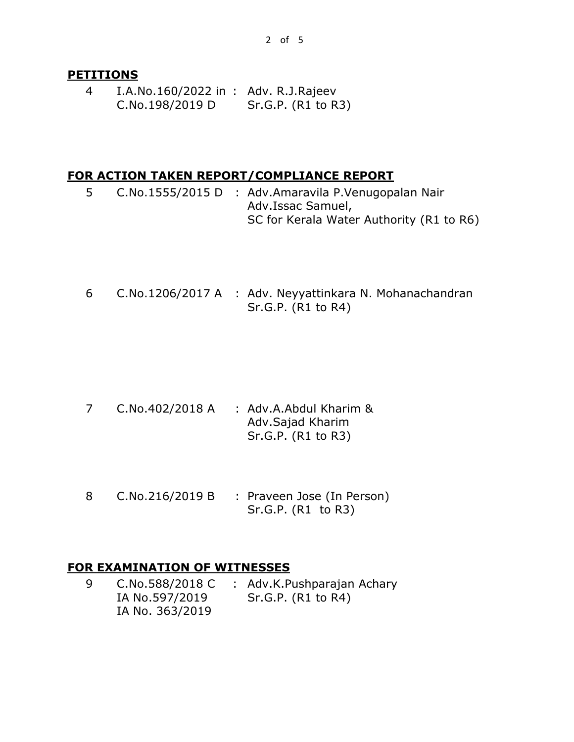**PETITIONS**

| | | | |
|---|---|---|---|
| 4 | I.A.No.160/2022 in C.No.198/2019 D | : | Adv. R.J.Rajeev<br>Sr.G.P. (R1 to R3) |

**FOR ACTION TAKEN REPORT/COMPLIANCE REPORT**

| | | | |
|---|---|---|---|
| 5 | C.No.1555/2015 D | : | Adv.Amaravila P.Venugopalan Nair<br>Adv.Issac Samuel,<br>SC for Kerala Water Authority (R1 to R6) |
| 6 | C.No.1206/2017 A | : | Adv. Neyyattinkara N. Mohanachandran<br>Sr.G.P. (R1 to R4) |
| 7 | C.No.402/2018 A | : | Adv.A.Abdul Kharim &<br>Adv.Sajad Kharim<br>Sr.G.P. (R1 to R3) |
| 8 | C.No.216/2019 B | : | Praveen Jose (In Person)<br>Sr.G.P. (R1 to R3) |

**FOR EXAMINATION OF WITNESSES**

| | | | |
|---|---|---|---|
| 9 | C.No.588/2018 C<br>IA No.597/2019<br>IA No. 363/2019 | : | Adv.K.Pushparajan Achary<br>Sr.G.P. (R1 to R4) |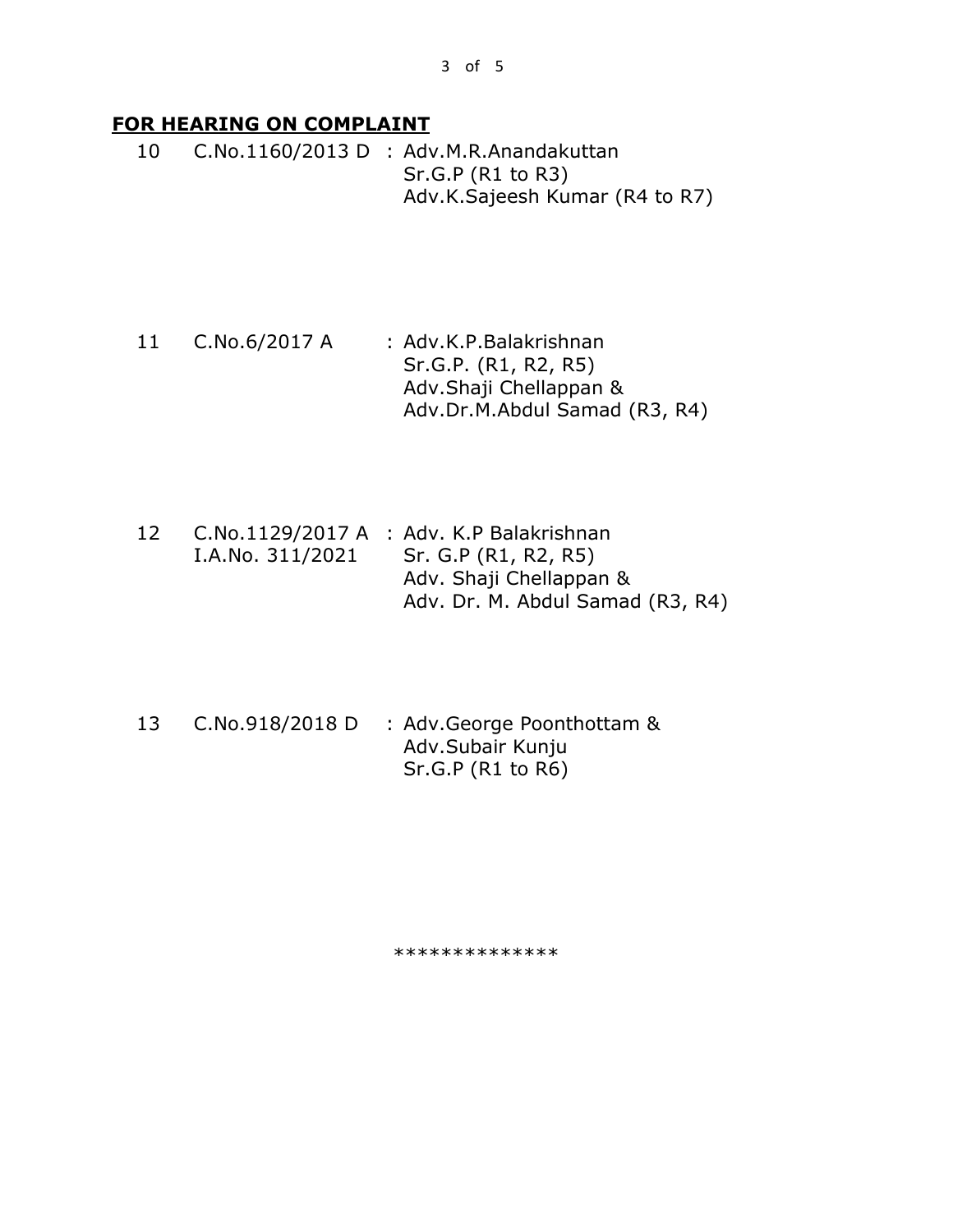## FOR HEARING ON COMPLAINT

| No. | Case No. | Counsel |
| --- | --- | --- |
| 10 | C.No.1160/2013 D | : Adv.M.R.Anandakuttan<br>Sr.G.P (R1 to R3)<br>Adv.K.Sajeesh Kumar (R4 to R7) |
| 11 | C.No.6/2017 A | : Adv.K.P.Balakrishnan<br>Sr.G.P. (R1, R2, R5)<br>Adv.Shaji Chellappan &<br>Adv.Dr.M.Abdul Samad (R3, R4) |
| 12 | C.No.1129/2017 A<br>I.A.No. 311/2021 | : Adv. K.P Balakrishnan<br>Sr. G.P (R1, R2, R5)<br>Adv. Shaji Chellappan &<br>Adv. Dr. M. Abdul Samad (R3, R4) |
| 13 | C.No.918/2018 D | : Adv.George Poonthottam &<br>Adv.Subair Kunju<br>Sr.G.P (R1 to R6) |

**************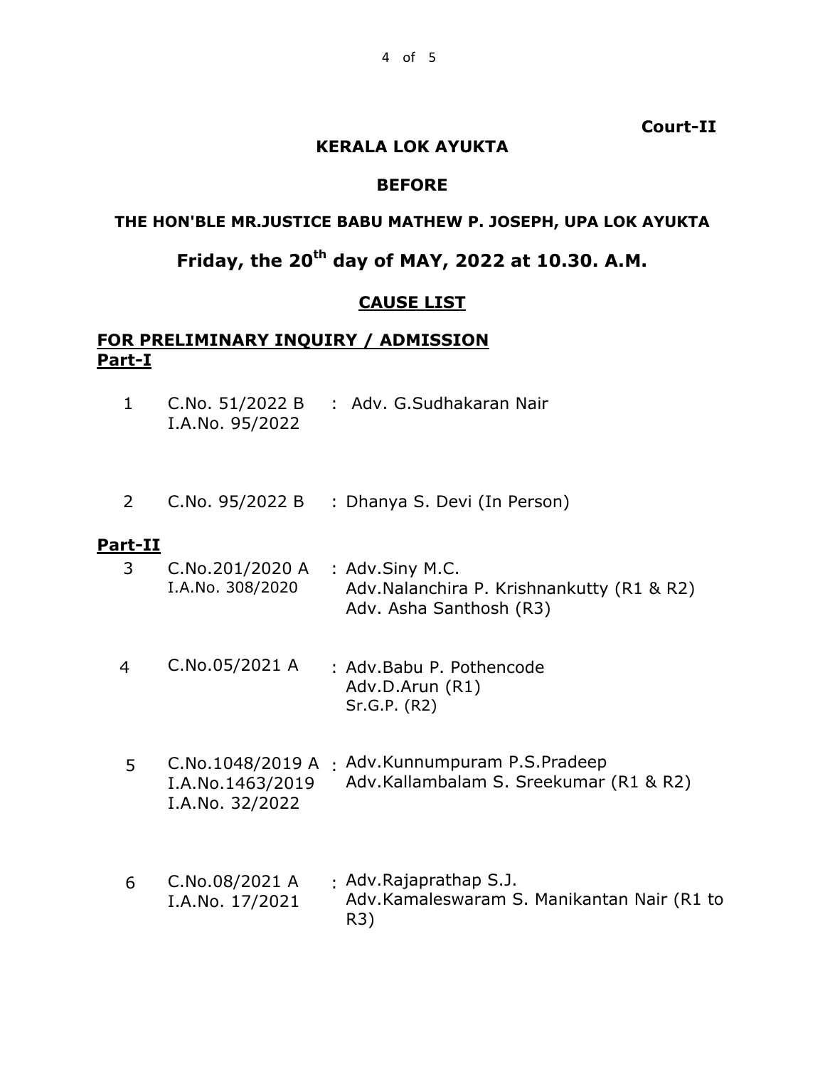**Court-II**

**KERALA LOK AYUKTA**

**BEFORE**

**THE HON'BLE MR.JUSTICE BABU MATHEW P. JOSEPH, UPA LOK AYUKTA**

## Friday, the 20th day of MAY, 2022 at 10.30. A.M.

**CAUSE LIST**

**FOR PRELIMINARY INQUIRY / ADMISSION**

**Part-I**

| | | | |
|---|---|---|---|
| 1 | C.No. 51/2022 B<br>I.A.No. 95/2022 | : | Adv. G.Sudhakaran Nair |
| 2 | C.No. 95/2022 B | : | Dhanya S. Devi (In Person) |

**Part-II**

| | | | |
|---|---|---|---|
| 3 | C.No.201/2020 A<br>I.A.No. 308/2020 | : | Adv.Siny M.C.<br>Adv.Nalanchira P. Krishnankutty (R1 & R2)<br>Adv. Asha Santhosh (R3) |
| 4 | C.No.05/2021 A | : | Adv.Babu P. Pothencode<br>Adv.D.Arun (R1)<br>Sr.G.P. (R2) |
| 5 | C.No.1048/2019 A<br>I.A.No.1463/2019<br>I.A.No. 32/2022 | : | Adv.Kunnumpuram P.S.Pradeep<br>Adv.Kallambalam S. Sreekumar (R1 & R2) |
| 6 | C.No.08/2021 A<br>I.A.No. 17/2021 | : | Adv.Rajaprathap S.J.<br>Adv.Kamaleswaram S. Manikantan Nair (R1 to R3) |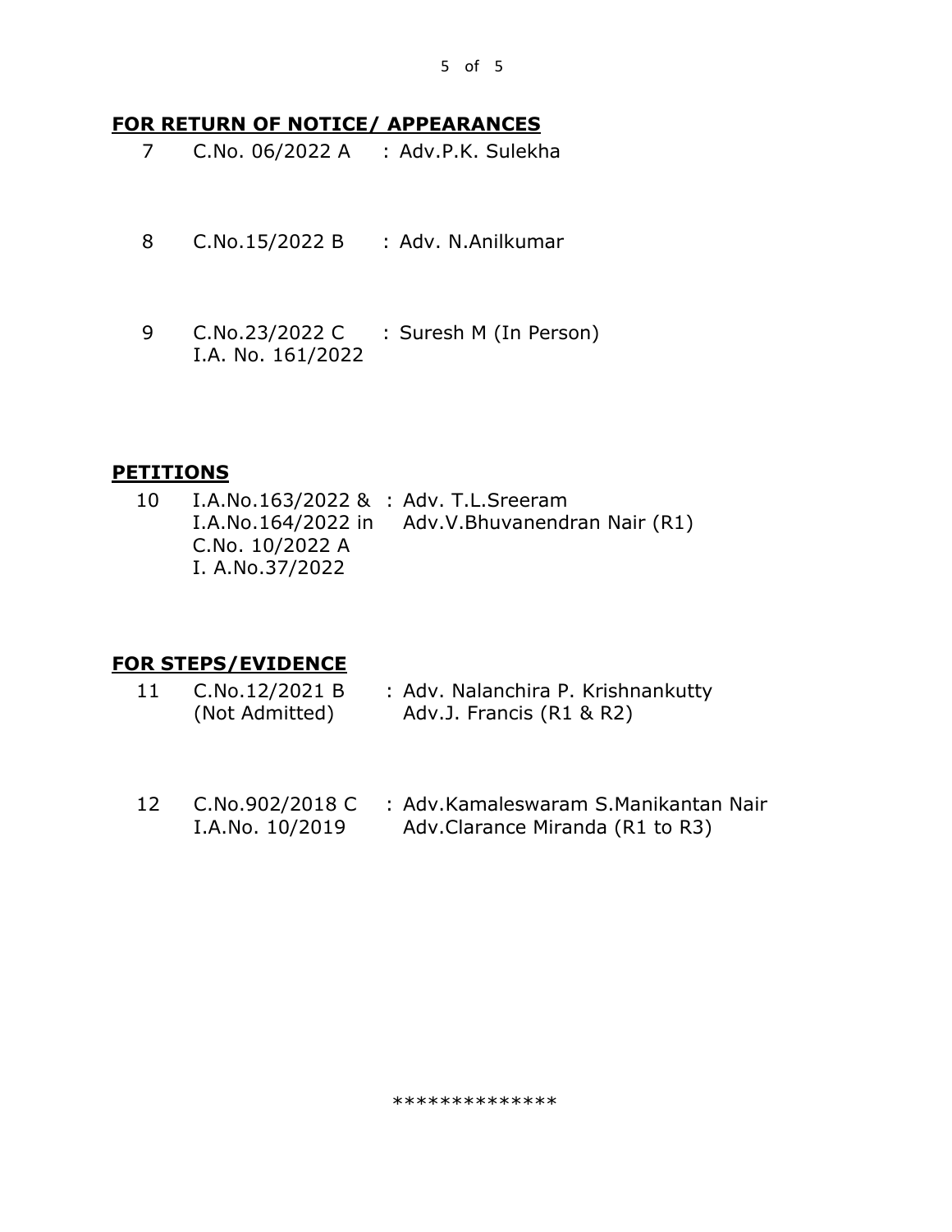## **FOR RETURN OF NOTICE/ APPEARANCES**

| | | |
|---|---|---|
| 7 | C.No. 06/2022 A | : Adv.P.K. Sulekha |
| 8 | C.No.15/2022 B | : Adv. N.Anilkumar |
| 9 | C.No.23/2022 C<br>I.A. No. 161/2022 | : Suresh M (In Person) |

## **PETITIONS**

| | | |
|---|---|---|
| 10 | I.A.No.163/2022 &<br>I.A.No.164/2022 in<br>C.No. 10/2022 A<br>I. A.No.37/2022 | : Adv. T.L.Sreeram<br>Adv.V.Bhuvanendran Nair (R1) |

## **FOR STEPS/EVIDENCE**

| | | |
|---|---|---|
| 11 | C.No.12/2021 B<br>(Not Admitted) | : Adv. Nalanchira P. Krishnankutty<br>Adv.J. Francis (R1 & R2) |
| 12 | C.No.902/2018 C<br>I.A.No. 10/2019 | : Adv.Kamaleswaram S.Manikantan Nair<br>Adv.Clarance Miranda (R1 to R3) |

**************